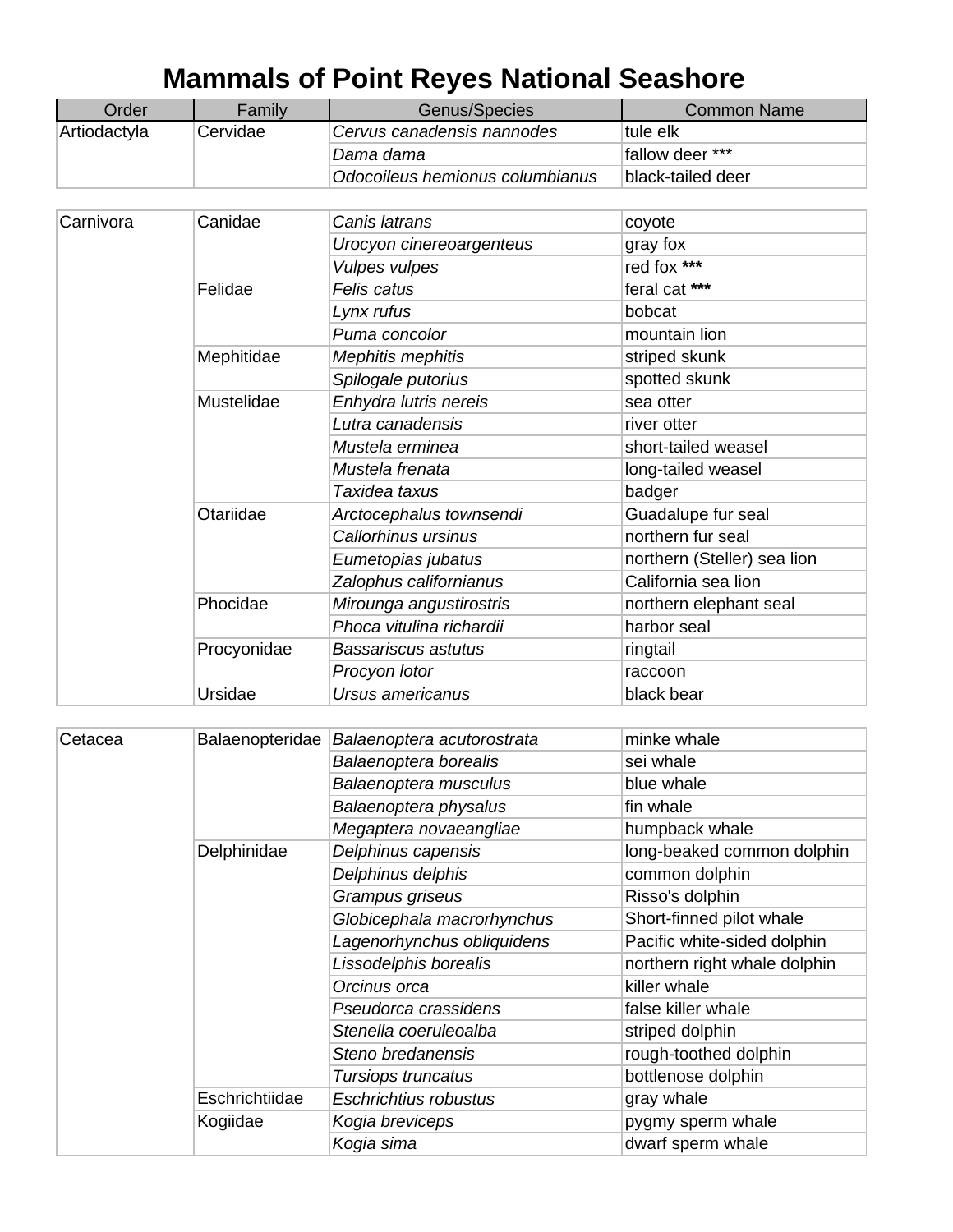# Mammals of Point Reyes National Seashore

| Order | Family | Genus/Species | Common Name |
|---|---|---|---|
| Artiodactyla | Cervidae | *Cervus canadensis nannodes* | tule elk |
| | | *Dama dama* | fallow deer *** |
| | | *Odocoileus hemionus columbianus* | black-tailed deer |
| Carnivora | Canidae | *Canis latrans* | coyote |
| | | *Urocyon cinereoargenteus* | gray fox |
| | | *Vulpes vulpes* | red fox *** |
| | Felidae | *Felis catus* | feral cat *** |
| | | *Lynx rufus* | bobcat |
| | | *Puma concolor* | mountain lion |
| | Mephitidae | *Mephitis mephitis* | striped skunk |
| | | *Spilogale putorius* | spotted skunk |
| | Mustelidae | *Enhydra lutris nereis* | sea otter |
| | | *Lutra canadensis* | river otter |
| | | *Mustela erminea* | short-tailed weasel |
| | | *Mustela frenata* | long-tailed weasel |
| | | *Taxidea taxus* | badger |
| | Otariidae | *Arctocephalus townsendi* | Guadalupe fur seal |
| | | *Callorhinus ursinus* | northern fur seal |
| | | *Eumetopias jubatus* | northern (Steller) sea lion |
| | | *Zalophus californianus* | California sea lion |
| | Phocidae | *Mirounga angustirostris* | northern elephant seal |
| | | *Phoca vitulina richardii* | harbor seal |
| | Procyonidae | *Bassariscus astutus* | ringtail |
| | | *Procyon lotor* | raccoon |
| | Ursidae | *Ursus americanus* | black bear |
| Cetacea | Balaenopteridae | *Balaenoptera acutorostrata* | minke whale |
| | | *Balaenoptera borealis* | sei whale |
| | | *Balaenoptera musculus* | blue whale |
| | | *Balaenoptera physalus* | fin whale |
| | | *Megaptera novaeangliae* | humpback whale |
| | Delphinidae | *Delphinus capensis* | long-beaked common dolphin |
| | | *Delphinus delphis* | common dolphin |
| | | *Grampus griseus* | Risso's dolphin |
| | | *Globicephala macrorhynchus* | Short-finned pilot whale |
| | | *Lagenorhynchus obliquidens* | Pacific white-sided dolphin |
| | | *Lissodelphis borealis* | northern right whale dolphin |
| | | *Orcinus orca* | killer whale |
| | | *Pseudorca crassidens* | false killer whale |
| | | *Stenella coeruleoalba* | striped dolphin |
| | | *Steno bredanensis* | rough-toothed dolphin |
| | | *Tursiops truncatus* | bottlenose dolphin |
| | Eschrichtiidae | *Eschrichtius robustus* | gray whale |
| | Kogiidae | *Kogia breviceps* | pygmy sperm whale |
| | | *Kogia sima* | dwarf sperm whale |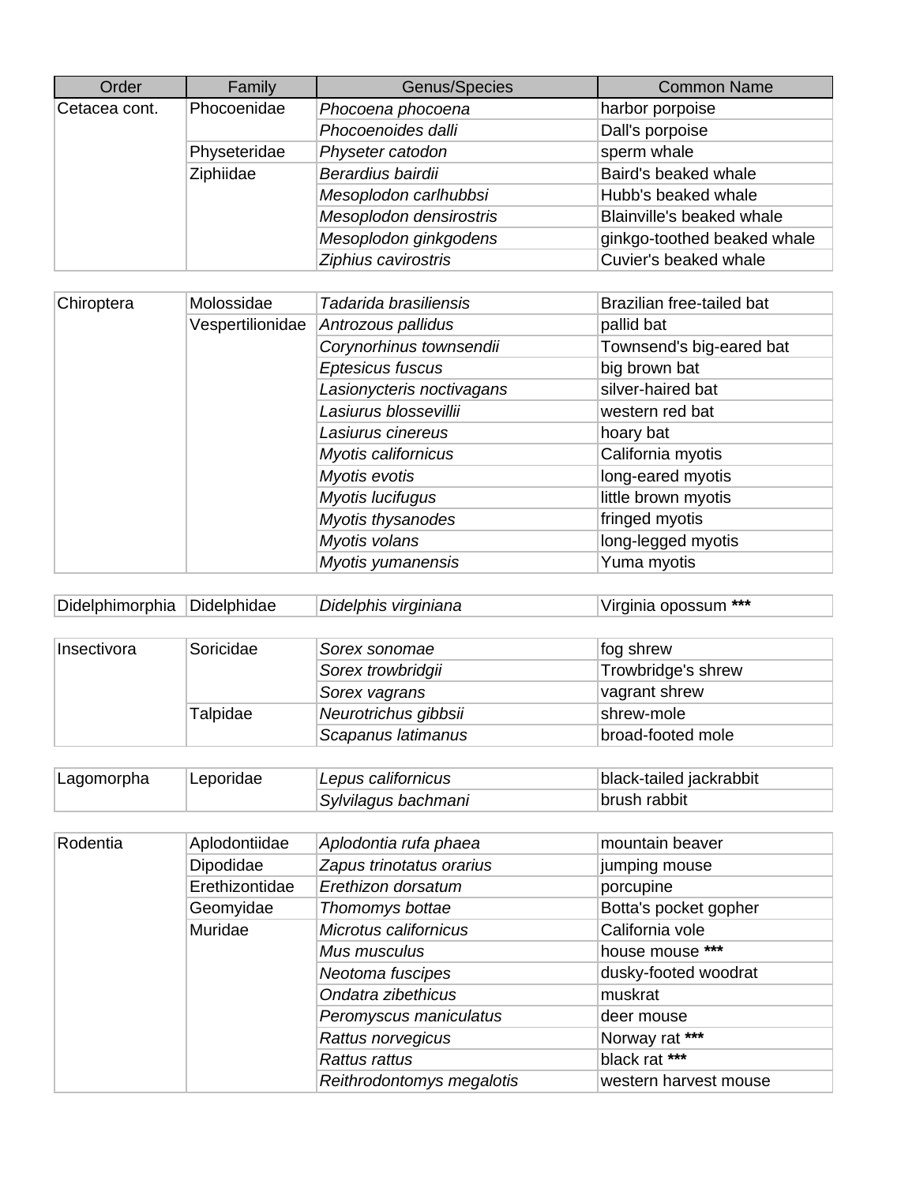| Order | Family | Genus/Species | Common Name |
|---|---|---|---|
| Cetacea cont. | Phocoenidae | *Phocoena phocoena* | harbor porpoise |
| | | *Phocoenoides dalli* | Dall's porpoise |
| | Physeteridae | *Physeter catodon* | sperm whale |
| | Ziphiidae | *Berardius bairdii* | Baird's beaked whale |
| | | *Mesoplodon carlhubbsi* | Hubb's beaked whale |
| | | *Mesoplodon densirostris* | Blainville's beaked whale |
| | | *Mesoplodon ginkgodens* | ginkgo-toothed beaked whale |
| | | *Ziphius cavirostris* | Cuvier's beaked whale |
| Chiroptera | Molossidae | *Tadarida brasiliensis* | Brazilian free-tailed bat |
| | Vespertilionidae | *Antrozous pallidus* | pallid bat |
| | | *Corynorhinus townsendii* | Townsend's big-eared bat |
| | | *Eptesicus fuscus* | big brown bat |
| | | *Lasionycteris noctivagans* | silver-haired bat |
| | | *Lasiurus blossevillii* | western red bat |
| | | *Lasiurus cinereus* | hoary bat |
| | | *Myotis californicus* | California myotis |
| | | *Myotis evotis* | long-eared myotis |
| | | *Myotis lucifugus* | little brown myotis |
| | | *Myotis thysanodes* | fringed myotis |
| | | *Myotis volans* | long-legged myotis |
| | | *Myotis yumanensis* | Yuma myotis |
| Didelphimorphia | Didelphidae | *Didelphis virginiana* | Virginia opossum **\*\*\*** |
| Insectivora | Soricidae | *Sorex sonomae* | fog shrew |
| | | *Sorex trowbridgii* | Trowbridge's shrew |
| | | *Sorex vagrans* | vagrant shrew |
| | Talpidae | *Neurotrichus gibbsii* | shrew-mole |
| | | *Scapanus latimanus* | broad-footed mole |
| Lagomorpha | Leporidae | *Lepus californicus* | black-tailed jackrabbit |
| | | *Sylvilagus bachmani* | brush rabbit |
| Rodentia | Aplodontiidae | *Aplodontia rufa phaea* | mountain beaver |
| | Dipodidae | *Zapus trinotatus orarius* | jumping mouse |
| | Erethizontidae | *Erethizon dorsatum* | porcupine |
| | Geomyidae | *Thomomys bottae* | Botta's pocket gopher |
| | Muridae | *Microtus californicus* | California vole |
| | | *Mus musculus* | house mouse **\*\*\*** |
| | | *Neotoma fuscipes* | dusky-footed woodrat |
| | | *Ondatra zibethicus* | muskrat |
| | | *Peromyscus maniculatus* | deer mouse |
| | | *Rattus norvegicus* | Norway rat **\*\*\*** |
| | | *Rattus rattus* | black rat **\*\*\*** |
| | | *Reithrodontomys megalotis* | western harvest mouse |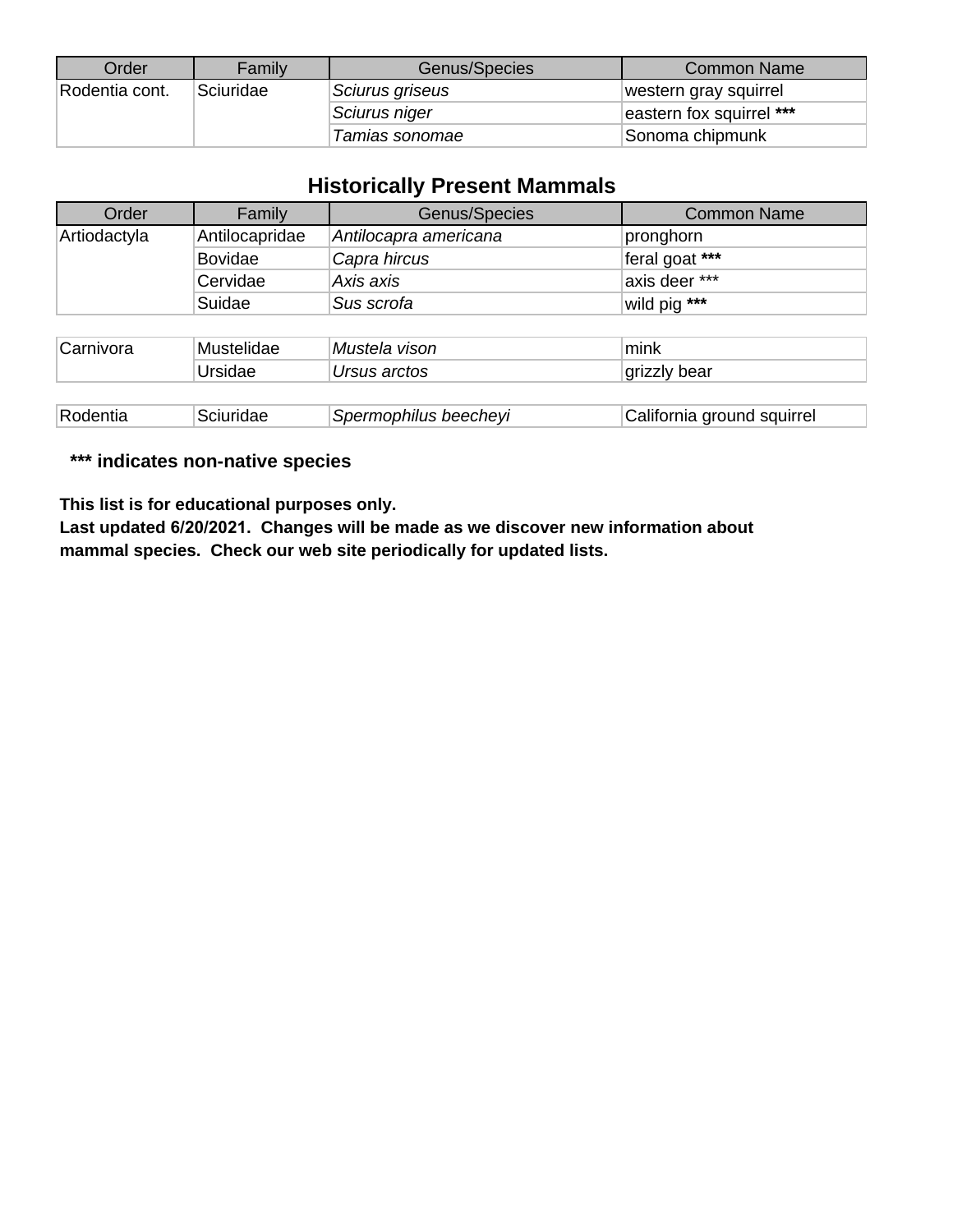| Order | Family | Genus/Species | Common Name |
|---|---|---|---|
| Rodentia cont. | Sciuridae | *Sciurus griseus* | western gray squirrel |
| | | *Sciurus niger* | eastern fox squirrel *** |
| | | *Tamias sonomae* | Sonoma chipmunk |

## Historically Present Mammals

| Order | Family | Genus/Species | Common Name |
|---|---|---|---|
| Artiodactyla | Antilocapridae | *Antilocapra americana* | pronghorn |
| | Bovidae | *Capra hircus* | feral goat *** |
| | Cervidae | *Axis axis* | axis deer *** |
| | Suidae | *Sus scrofa* | wild pig *** |
| Carnivora | Mustelidae | *Mustela vison* | mink |
| | Ursidae | *Ursus arctos* | grizzly bear |
| Rodentia | Sciuridae | *Spermophilus beecheyi* | California ground squirrel |

**\*\*\* indicates non-native species**

**This list is for educational purposes only.**
**Last updated 6/20/2021. Changes will be made as we discover new information about mammal species. Check our web site periodically for updated lists.**